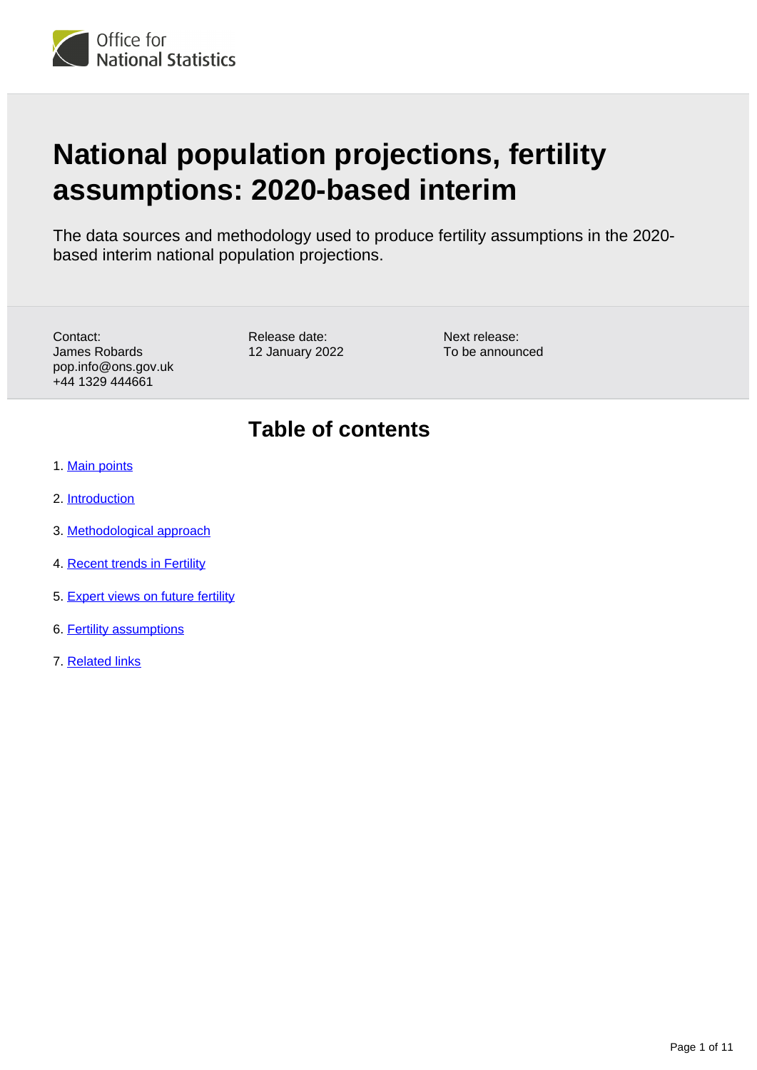# National population projections, fertility assumptions: 2020-based interim

The data sources and methodology used to produce fertility assumptions in the 2020-based interim national population projections.

Contact:
James Robards
pop.info@ons.gov.uk
+44 1329 444661

Release date:
12 January 2022

Next release:
To be announced

## Table of contents

1. Main points
2. Introduction
3. Methodological approach
4. Recent trends in Fertility
5. Expert views on future fertility
6. Fertility assumptions
7. Related links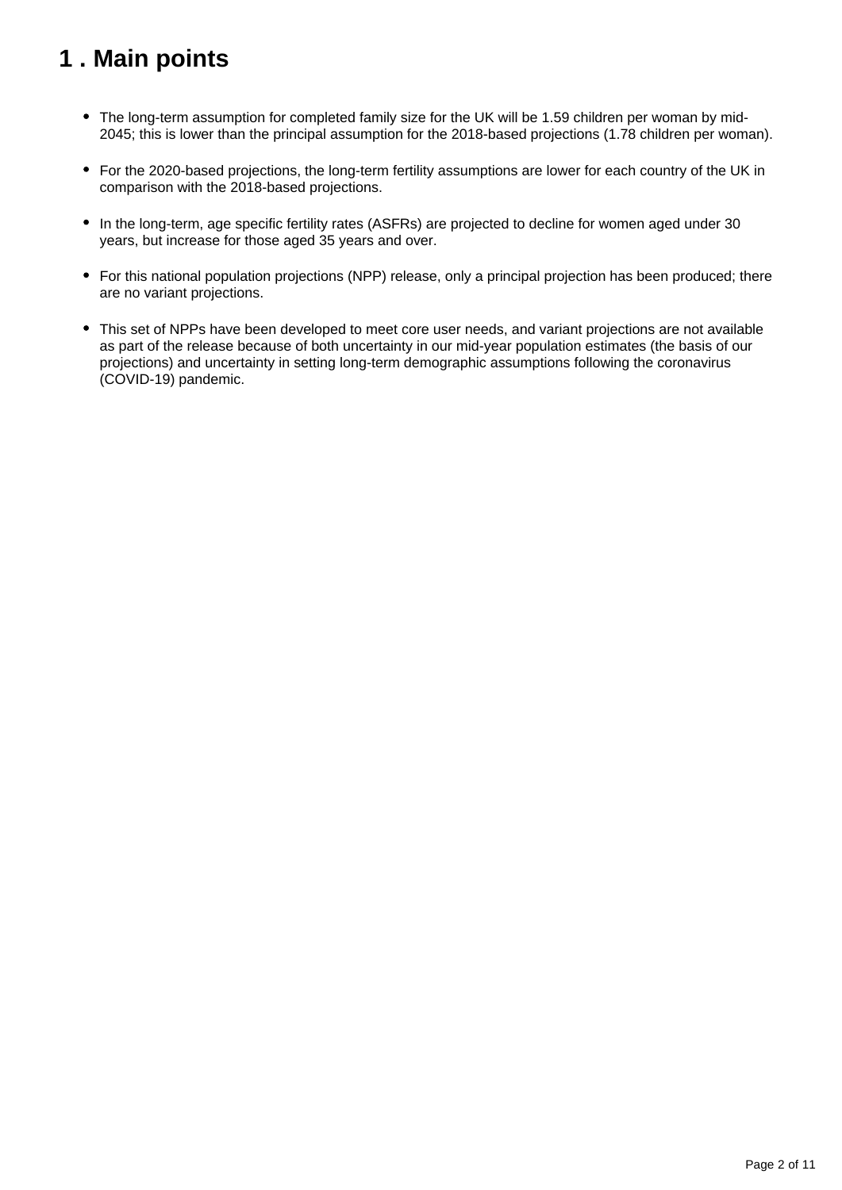## 1 . Main points

- The long-term assumption for completed family size for the UK will be 1.59 children per woman by mid-2045; this is lower than the principal assumption for the 2018-based projections (1.78 children per woman).
- For the 2020-based projections, the long-term fertility assumptions are lower for each country of the UK in comparison with the 2018-based projections.
- In the long-term, age specific fertility rates (ASFRs) are projected to decline for women aged under 30 years, but increase for those aged 35 years and over.
- For this national population projections (NPP) release, only a principal projection has been produced; there are no variant projections.
- This set of NPPs have been developed to meet core user needs, and variant projections are not available as part of the release because of both uncertainty in our mid-year population estimates (the basis of our projections) and uncertainty in setting long-term demographic assumptions following the coronavirus (COVID-19) pandemic.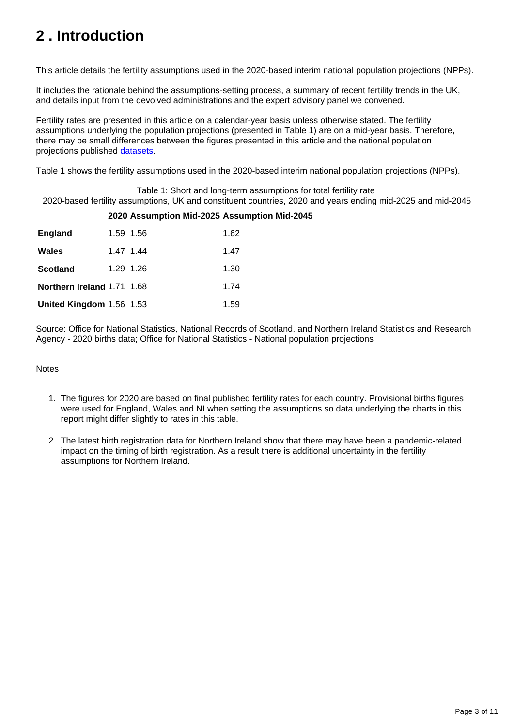## 2 . Introduction

This article details the fertility assumptions used in the 2020-based interim national population projections (NPPs).

It includes the rationale behind the assumptions-setting process, a summary of recent fertility trends in the UK, and details input from the devolved administrations and the expert advisory panel we convened.

Fertility rates are presented in this article on a calendar-year basis unless otherwise stated. The fertility assumptions underlying the population projections (presented in Table 1) are on a mid-year basis. Therefore, there may be small differences between the figures presented in this article and the national population projections published [datasets](datasets).

Table 1 shows the fertility assumptions used in the 2020-based interim national population projections (NPPs).

Table 1: Short and long-term assumptions for total fertility rate
2020-based fertility assumptions, UK and constituent countries, 2020 and years ending mid-2025 and mid-2045

| | 2020 | Assumption Mid-2025 | Assumption Mid-2045 |
|---|---|---|---|
| **England** | 1.59 | 1.56 | 1.62 |
| **Wales** | 1.47 | 1.44 | 1.47 |
| **Scotland** | 1.29 | 1.26 | 1.30 |
| **Northern Ireland** | 1.71 | 1.68 | 1.74 |
| **United Kingdom** | 1.56 | 1.53 | 1.59 |

Source: Office for National Statistics, National Records of Scotland, and Northern Ireland Statistics and Research Agency - 2020 births data; Office for National Statistics - National population projections

Notes

1. The figures for 2020 are based on final published fertility rates for each country. Provisional births figures were used for England, Wales and NI when setting the assumptions so data underlying the charts in this report might differ slightly to rates in this table.

2. The latest birth registration data for Northern Ireland show that there may have been a pandemic-related impact on the timing of birth registration. As a result there is additional uncertainty in the fertility assumptions for Northern Ireland.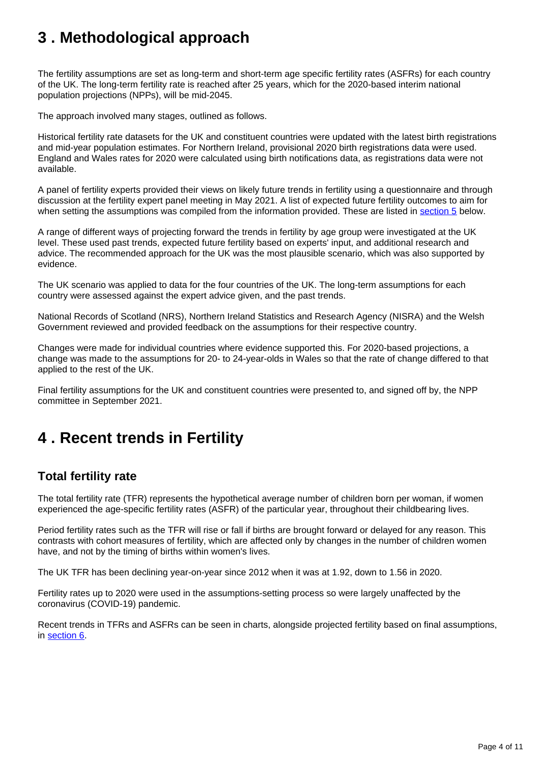## 3 . Methodological approach

The fertility assumptions are set as long-term and short-term age specific fertility rates (ASFRs) for each country of the UK. The long-term fertility rate is reached after 25 years, which for the 2020-based interim national population projections (NPPs), will be mid-2045.

The approach involved many stages, outlined as follows.

Historical fertility rate datasets for the UK and constituent countries were updated with the latest birth registrations and mid-year population estimates. For Northern Ireland, provisional 2020 birth registrations data were used. England and Wales rates for 2020 were calculated using birth notifications data, as registrations data were not available.

A panel of fertility experts provided their views on likely future trends in fertility using a questionnaire and through discussion at the fertility expert panel meeting in May 2021. A list of expected future fertility outcomes to aim for when setting the assumptions was compiled from the information provided. These are listed in section 5 below.

A range of different ways of projecting forward the trends in fertility by age group were investigated at the UK level. These used past trends, expected future fertility based on experts' input, and additional research and advice. The recommended approach for the UK was the most plausible scenario, which was also supported by evidence.

The UK scenario was applied to data for the four countries of the UK. The long-term assumptions for each country were assessed against the expert advice given, and the past trends.

National Records of Scotland (NRS), Northern Ireland Statistics and Research Agency (NISRA) and the Welsh Government reviewed and provided feedback on the assumptions for their respective country.

Changes were made for individual countries where evidence supported this. For 2020-based projections, a change was made to the assumptions for 20- to 24-year-olds in Wales so that the rate of change differed to that applied to the rest of the UK.

Final fertility assumptions for the UK and constituent countries were presented to, and signed off by, the NPP committee in September 2021.

## 4 . Recent trends in Fertility

### Total fertility rate

The total fertility rate (TFR) represents the hypothetical average number of children born per woman, if women experienced the age-specific fertility rates (ASFR) of the particular year, throughout their childbearing lives.

Period fertility rates such as the TFR will rise or fall if births are brought forward or delayed for any reason. This contrasts with cohort measures of fertility, which are affected only by changes in the number of children women have, and not by the timing of births within women's lives.

The UK TFR has been declining year-on-year since 2012 when it was at 1.92, down to 1.56 in 2020.

Fertility rates up to 2020 were used in the assumptions-setting process so were largely unaffected by the coronavirus (COVID-19) pandemic.

Recent trends in TFRs and ASFRs can be seen in charts, alongside projected fertility based on final assumptions, in section 6.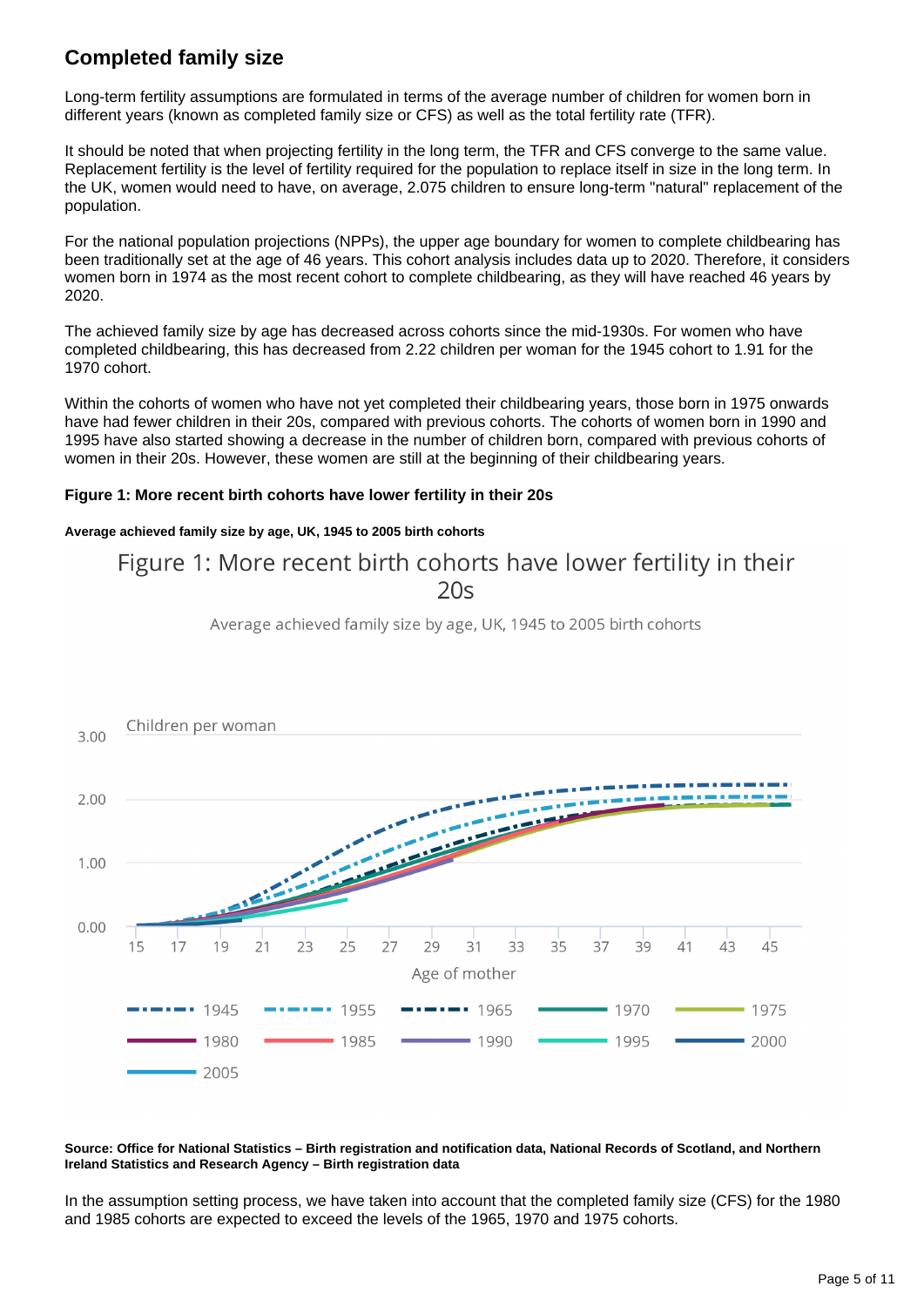## Completed family size

Long-term fertility assumptions are formulated in terms of the average number of children for women born in different years (known as completed family size or CFS) as well as the total fertility rate (TFR).

It should be noted that when projecting fertility in the long term, the TFR and CFS converge to the same value. Replacement fertility is the level of fertility required for the population to replace itself in size in the long term. In the UK, women would need to have, on average, 2.075 children to ensure long-term "natural" replacement of the population.

For the national population projections (NPPs), the upper age boundary for women to complete childbearing has been traditionally set at the age of 46 years. This cohort analysis includes data up to 2020. Therefore, it considers women born in 1974 as the most recent cohort to complete childbearing, as they will have reached 46 years by 2020.

The achieved family size by age has decreased across cohorts since the mid-1930s. For women who have completed childbearing, this has decreased from 2.22 children per woman for the 1945 cohort to 1.91 for the 1970 cohort.

Within the cohorts of women who have not yet completed their childbearing years, those born in 1975 onwards have had fewer children in their 20s, compared with previous cohorts. The cohorts of women born in 1990 and 1995 have also started showing a decrease in the number of children born, compared with previous cohorts of women in their 20s. However, these women are still at the beginning of their childbearing years.

**Figure 1: More recent birth cohorts have lower fertility in their 20s**

**Average achieved family size by age, UK, 1945 to 2005 birth cohorts**

**Source: Office for National Statistics – Birth registration and notification data, National Records of Scotland, and Northern Ireland Statistics and Research Agency – Birth registration data**

In the assumption setting process, we have taken into account that the completed family size (CFS) for the 1980 and 1985 cohorts are expected to exceed the levels of the 1965, 1970 and 1975 cohorts.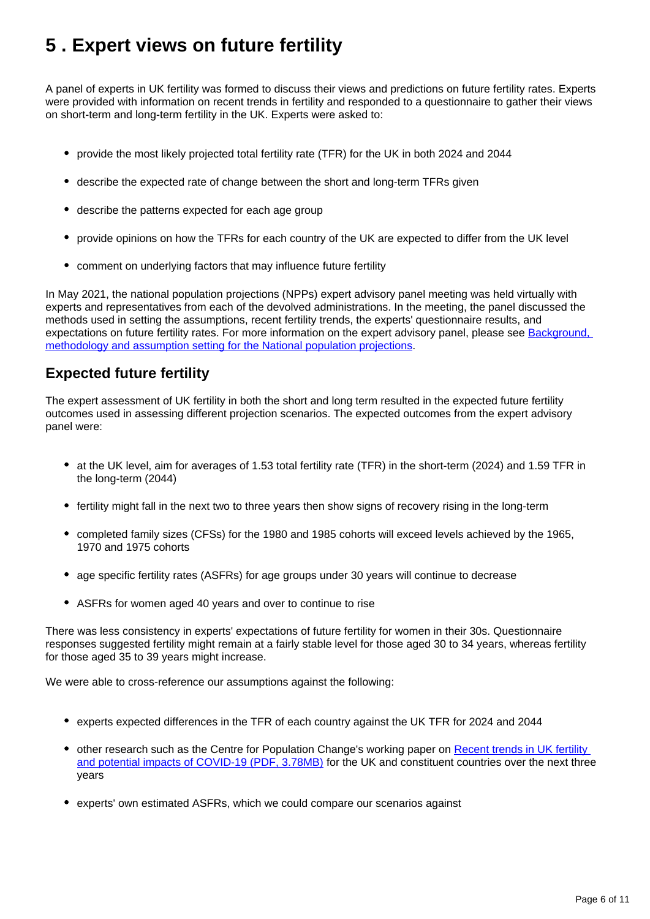# 5 . Expert views on future fertility

A panel of experts in UK fertility was formed to discuss their views and predictions on future fertility rates. Experts were provided with information on recent trends in fertility and responded to a questionnaire to gather their views on short-term and long-term fertility in the UK. Experts were asked to:

- provide the most likely projected total fertility rate (TFR) for the UK in both 2024 and 2044
- describe the expected rate of change between the short and long-term TFRs given
- describe the patterns expected for each age group
- provide opinions on how the TFRs for each country of the UK are expected to differ from the UK level
- comment on underlying factors that may influence future fertility

In May 2021, the national population projections (NPPs) expert advisory panel meeting was held virtually with experts and representatives from each of the devolved administrations. In the meeting, the panel discussed the methods used in setting the assumptions, recent fertility trends, the experts' questionnaire results, and expectations on future fertility rates. For more information on the expert advisory panel, please see [Background, methodology and assumption setting for the National population projections](#).

## Expected future fertility

The expert assessment of UK fertility in both the short and long term resulted in the expected future fertility outcomes used in assessing different projection scenarios. The expected outcomes from the expert advisory panel were:

- at the UK level, aim for averages of 1.53 total fertility rate (TFR) in the short-term (2024) and 1.59 TFR in the long-term (2044)
- fertility might fall in the next two to three years then show signs of recovery rising in the long-term
- completed family sizes (CFSs) for the 1980 and 1985 cohorts will exceed levels achieved by the 1965, 1970 and 1975 cohorts
- age specific fertility rates (ASFRs) for age groups under 30 years will continue to decrease
- ASFRs for women aged 40 years and over to continue to rise

There was less consistency in experts' expectations of future fertility for women in their 30s. Questionnaire responses suggested fertility might remain at a fairly stable level for those aged 30 to 34 years, whereas fertility for those aged 35 to 39 years might increase.

We were able to cross-reference our assumptions against the following:

- experts expected differences in the TFR of each country against the UK TFR for 2024 and 2044
- other research such as the Centre for Population Change's working paper on [Recent trends in UK fertility and potential impacts of COVID-19 (PDF, 3.78MB)](#) for the UK and constituent countries over the next three years
- experts' own estimated ASFRs, which we could compare our scenarios against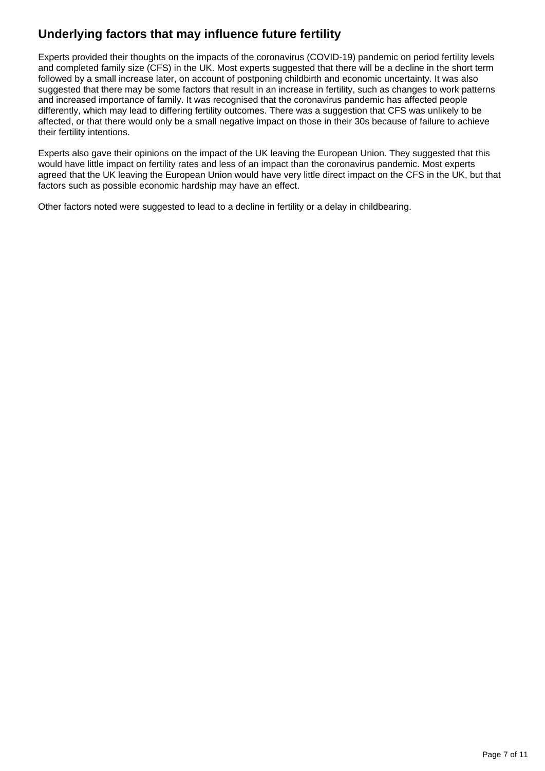## Underlying factors that may influence future fertility

Experts provided their thoughts on the impacts of the coronavirus (COVID-19) pandemic on period fertility levels and completed family size (CFS) in the UK. Most experts suggested that there will be a decline in the short term followed by a small increase later, on account of postponing childbirth and economic uncertainty. It was also suggested that there may be some factors that result in an increase in fertility, such as changes to work patterns and increased importance of family. It was recognised that the coronavirus pandemic has affected people differently, which may lead to differing fertility outcomes. There was a suggestion that CFS was unlikely to be affected, or that there would only be a small negative impact on those in their 30s because of failure to achieve their fertility intentions.

Experts also gave their opinions on the impact of the UK leaving the European Union. They suggested that this would have little impact on fertility rates and less of an impact than the coronavirus pandemic. Most experts agreed that the UK leaving the European Union would have very little direct impact on the CFS in the UK, but that factors such as possible economic hardship may have an effect.

Other factors noted were suggested to lead to a decline in fertility or a delay in childbearing.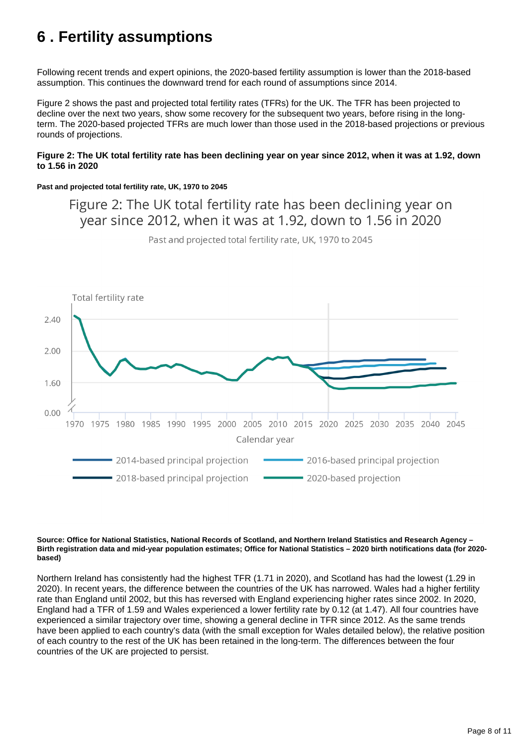# 6 . Fertility assumptions

Following recent trends and expert opinions, the 2020-based fertility assumption is lower than the 2018-based assumption. This continues the downward trend for each round of assumptions since 2014.

Figure 2 shows the past and projected total fertility rates (TFRs) for the UK. The TFR has been projected to decline over the next two years, show some recovery for the subsequent two years, before rising in the long-term. The 2020-based projected TFRs are much lower than those used in the 2018-based projections or previous rounds of projections.

**Figure 2: The UK total fertility rate has been declining year on year since 2012, when it was at 1.92, down to 1.56 in 2020**

**Past and projected total fertility rate, UK, 1970 to 2045**

**Source: Office for National Statistics, National Records of Scotland, and Northern Ireland Statistics and Research Agency – Birth registration data and mid-year population estimates; Office for National Statistics – 2020 birth notifications data (for 2020-based)**

Northern Ireland has consistently had the highest TFR (1.71 in 2020), and Scotland has had the lowest (1.29 in 2020). In recent years, the difference between the countries of the UK has narrowed. Wales had a higher fertility rate than England until 2002, but this has reversed with England experiencing higher rates since 2002. In 2020, England had a TFR of 1.59 and Wales experienced a lower fertility rate by 0.12 (at 1.47). All four countries have experienced a similar trajectory over time, showing a general decline in TFR since 2012. As the same trends have been applied to each country's data (with the small exception for Wales detailed below), the relative position of each country to the rest of the UK has been retained in the long-term. The differences between the four countries of the UK are projected to persist.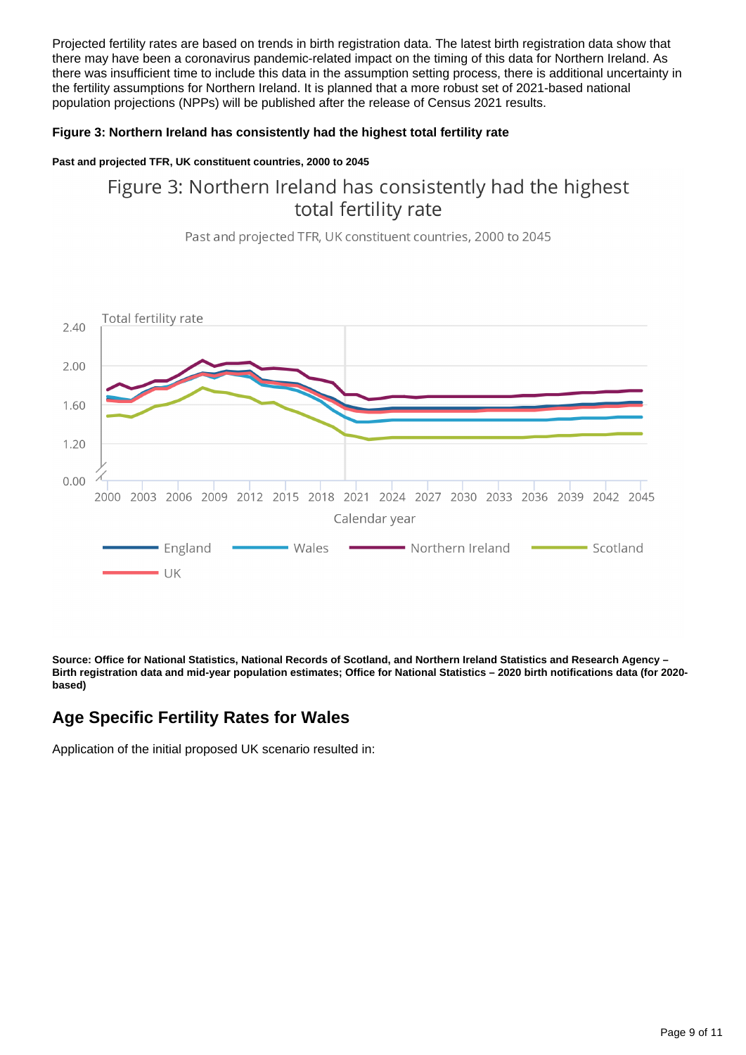Projected fertility rates are based on trends in birth registration data. The latest birth registration data show that there may have been a coronavirus pandemic-related impact on the timing of this data for Northern Ireland. As there was insufficient time to include this data in the assumption setting process, there is additional uncertainty in the fertility assumptions for Northern Ireland. It is planned that a more robust set of 2021-based national population projections (NPPs) will be published after the release of Census 2021 results.

**Figure 3: Northern Ireland has consistently had the highest total fertility rate**

**Past and projected TFR, UK constituent countries, 2000 to 2045**

**Source: Office for National Statistics, National Records of Scotland, and Northern Ireland Statistics and Research Agency – Birth registration data and mid-year population estimates; Office for National Statistics – 2020 birth notifications data (for 2020-based)**

## Age Specific Fertility Rates for Wales

Application of the initial proposed UK scenario resulted in: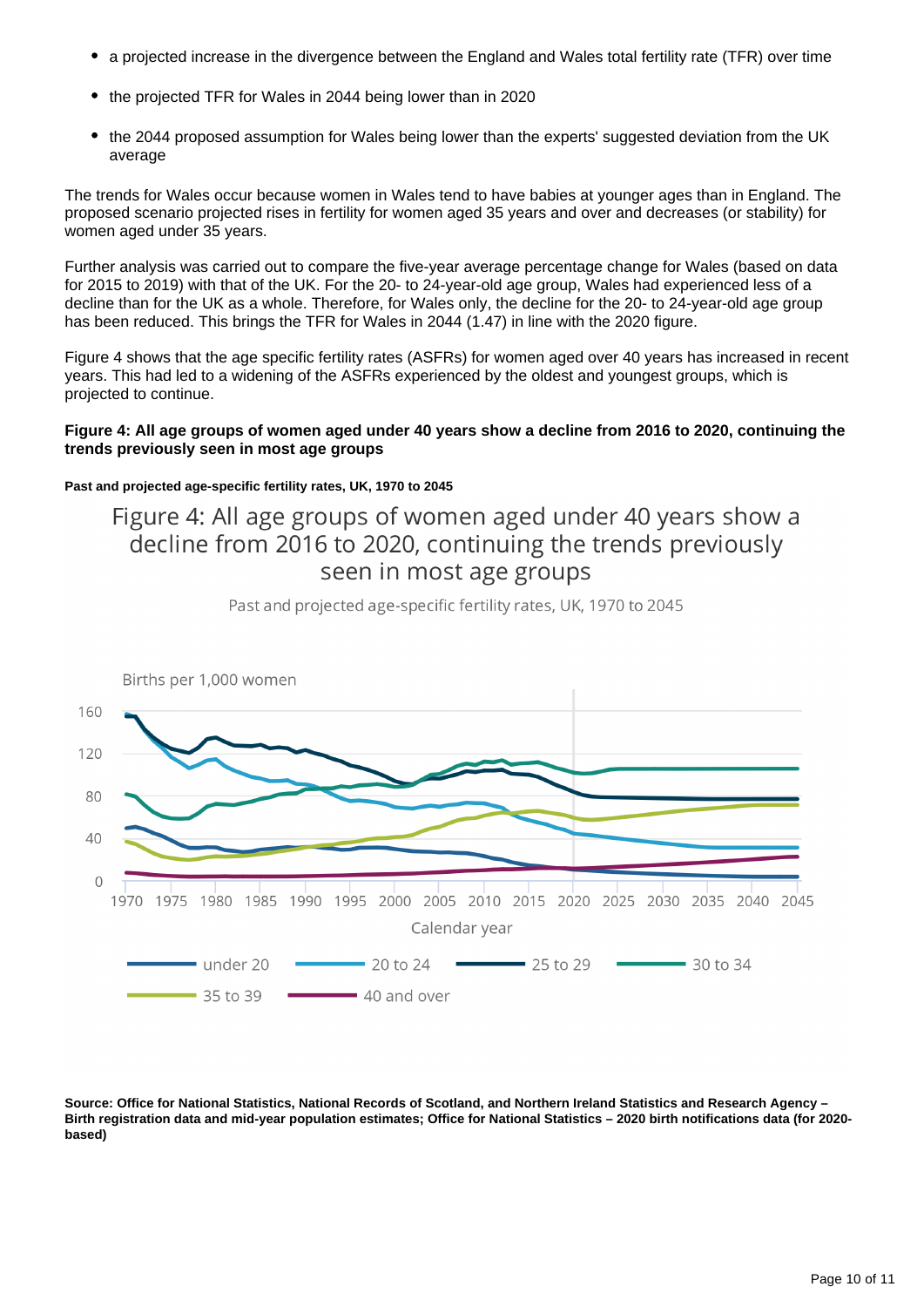- a projected increase in the divergence between the England and Wales total fertility rate (TFR) over time
- the projected TFR for Wales in 2044 being lower than in 2020
- the 2044 proposed assumption for Wales being lower than the experts' suggested deviation from the UK average

The trends for Wales occur because women in Wales tend to have babies at younger ages than in England. The proposed scenario projected rises in fertility for women aged 35 years and over and decreases (or stability) for women aged under 35 years.

Further analysis was carried out to compare the five-year average percentage change for Wales (based on data for 2015 to 2019) with that of the UK. For the 20- to 24-year-old age group, Wales had experienced less of a decline than for the UK as a whole. Therefore, for Wales only, the decline for the 20- to 24-year-old age group has been reduced. This brings the TFR for Wales in 2044 (1.47) in line with the 2020 figure.

Figure 4 shows that the age specific fertility rates (ASFRs) for women aged over 40 years has increased in recent years. This had led to a widening of the ASFRs experienced by the oldest and youngest groups, which is projected to continue.

**Figure 4: All age groups of women aged under 40 years show a decline from 2016 to 2020, continuing the trends previously seen in most age groups**

**Past and projected age-specific fertility rates, UK, 1970 to 2045**

Figure 4: All age groups of women aged under 40 years show a decline from 2016 to 2020, continuing the trends previously seen in most age groups

Past and projected age-specific fertility rates, UK, 1970 to 2045

Births per 1,000 women

Calendar year

under 20, 20 to 24, 25 to 29, 30 to 34, 35 to 39, 40 and over

**Source: Office for National Statistics, National Records of Scotland, and Northern Ireland Statistics and Research Agency – Birth registration data and mid-year population estimates; Office for National Statistics – 2020 birth notifications data (for 2020-based)**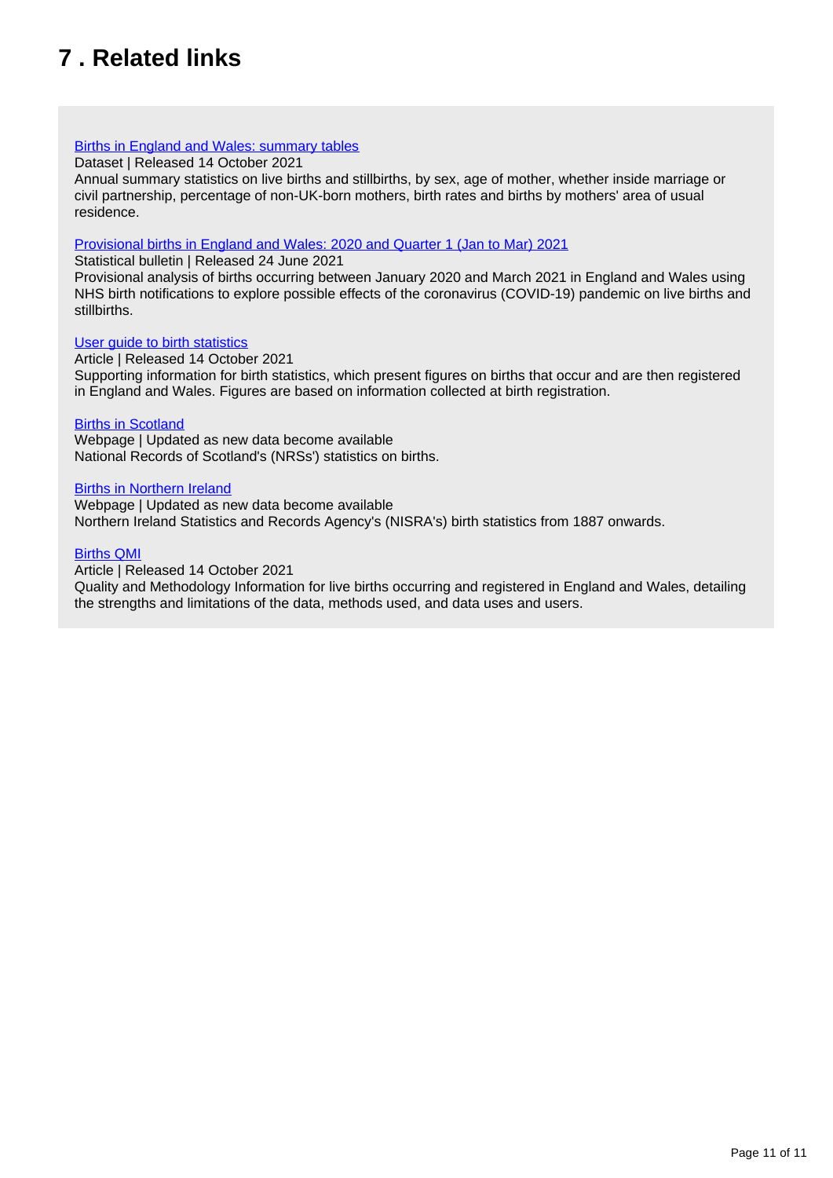# 7 . Related links

[Births in England and Wales: summary tables]
Dataset | Released 14 October 2021
Annual summary statistics on live births and stillbirths, by sex, age of mother, whether inside marriage or civil partnership, percentage of non-UK-born mothers, birth rates and births by mothers' area of usual residence.

[Provisional births in England and Wales: 2020 and Quarter 1 (Jan to Mar) 2021]
Statistical bulletin | Released 24 June 2021
Provisional analysis of births occurring between January 2020 and March 2021 in England and Wales using NHS birth notifications to explore possible effects of the coronavirus (COVID-19) pandemic on live births and stillbirths.

[User guide to birth statistics]
Article | Released 14 October 2021
Supporting information for birth statistics, which present figures on births that occur and are then registered in England and Wales. Figures are based on information collected at birth registration.

[Births in Scotland]
Webpage | Updated as new data become available
National Records of Scotland's (NRSs') statistics on births.

[Births in Northern Ireland]
Webpage | Updated as new data become available
Northern Ireland Statistics and Records Agency's (NISRA's) birth statistics from 1887 onwards.

[Births QMI]
Article | Released 14 October 2021
Quality and Methodology Information for live births occurring and registered in England and Wales, detailing the strengths and limitations of the data, methods used, and data uses and users.